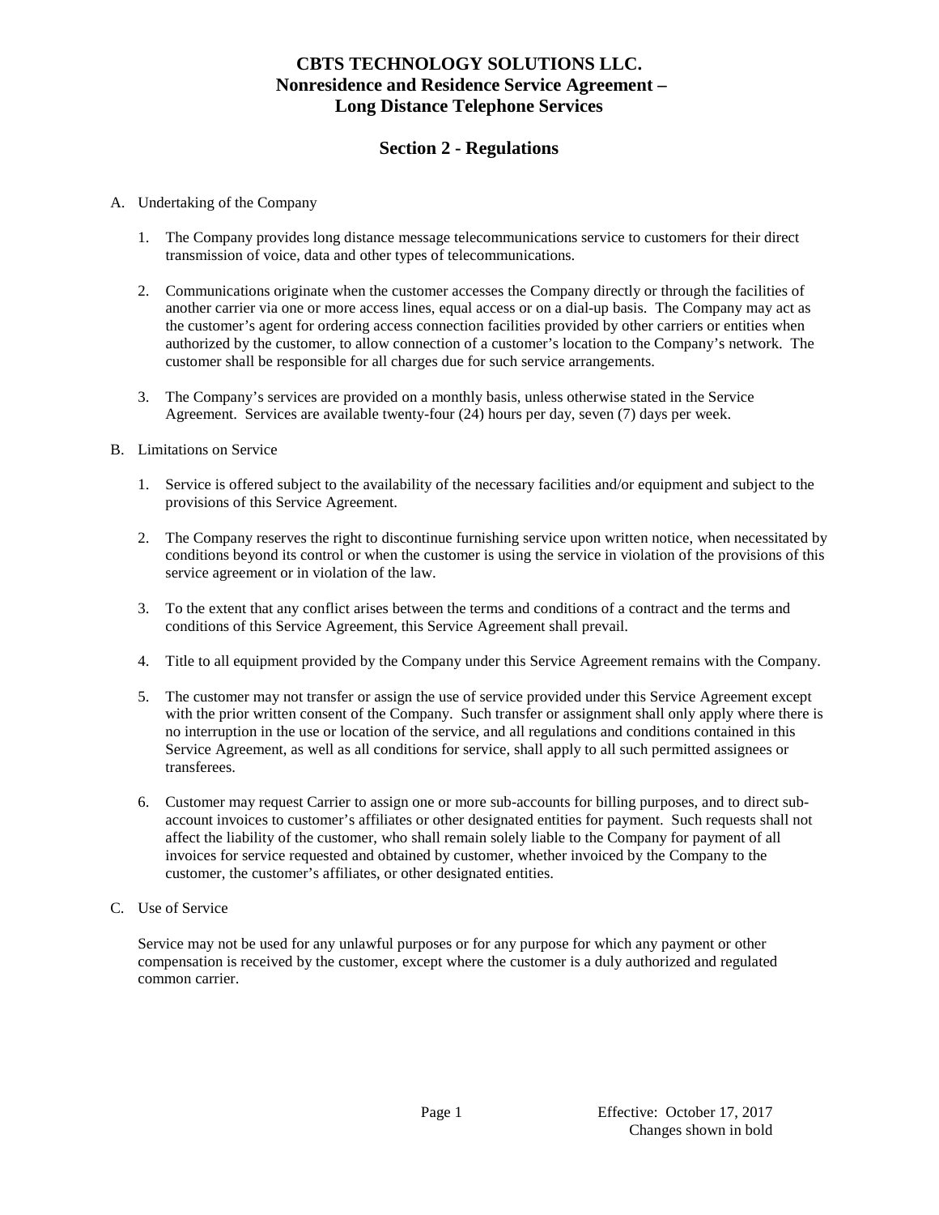# CBTS TECHNOLOGY SOLUTIONS LLC.
# Nonresidence and Residence Service Agreement – Long Distance Telephone Services

## Section 2 - Regulations

A. Undertaking of the Company

1. The Company provides long distance message telecommunications service to customers for their direct transmission of voice, data and other types of telecommunications.

2. Communications originate when the customer accesses the Company directly or through the facilities of another carrier via one or more access lines, equal access or on a dial-up basis. The Company may act as the customer's agent for ordering access connection facilities provided by other carriers or entities when authorized by the customer, to allow connection of a customer's location to the Company's network. The customer shall be responsible for all charges due for such service arrangements.

3. The Company's services are provided on a monthly basis, unless otherwise stated in the Service Agreement. Services are available twenty-four (24) hours per day, seven (7) days per week.

B. Limitations on Service

1. Service is offered subject to the availability of the necessary facilities and/or equipment and subject to the provisions of this Service Agreement.

2. The Company reserves the right to discontinue furnishing service upon written notice, when necessitated by conditions beyond its control or when the customer is using the service in violation of the provisions of this service agreement or in violation of the law.

3. To the extent that any conflict arises between the terms and conditions of a contract and the terms and conditions of this Service Agreement, this Service Agreement shall prevail.

4. Title to all equipment provided by the Company under this Service Agreement remains with the Company.

5. The customer may not transfer or assign the use of service provided under this Service Agreement except with the prior written consent of the Company. Such transfer or assignment shall only apply where there is no interruption in the use or location of the service, and all regulations and conditions contained in this Service Agreement, as well as all conditions for service, shall apply to all such permitted assignees or transferees.

6. Customer may request Carrier to assign one or more sub-accounts for billing purposes, and to direct sub-account invoices to customer's affiliates or other designated entities for payment. Such requests shall not affect the liability of the customer, who shall remain solely liable to the Company for payment of all invoices for service requested and obtained by customer, whether invoiced by the Company to the customer, the customer's affiliates, or other designated entities.

C. Use of Service

Service may not be used for any unlawful purposes or for any purpose for which any payment or other compensation is received by the customer, except where the customer is a duly authorized and regulated common carrier.

Effective: October 17, 2017
Changes shown in bold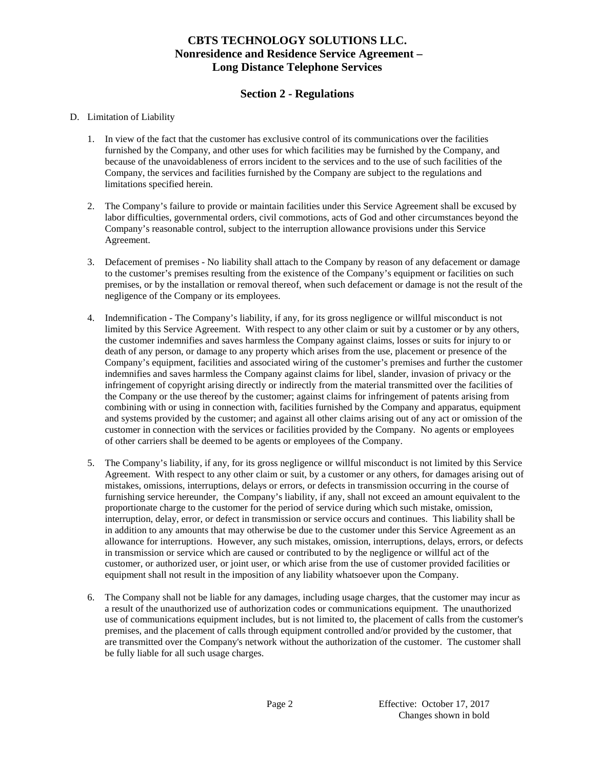# CBTS TECHNOLOGY SOLUTIONS LLC.
# Nonresidence and Residence Service Agreement – Long Distance Telephone Services

## Section 2 - Regulations

D. Limitation of Liability

1. In view of the fact that the customer has exclusive control of its communications over the facilities furnished by the Company, and other uses for which facilities may be furnished by the Company, and because of the unavoidableness of errors incident to the services and to the use of such facilities of the Company, the services and facilities furnished by the Company are subject to the regulations and limitations specified herein.

2. The Company's failure to provide or maintain facilities under this Service Agreement shall be excused by labor difficulties, governmental orders, civil commotions, acts of God and other circumstances beyond the Company's reasonable control, subject to the interruption allowance provisions under this Service Agreement.

3. Defacement of premises - No liability shall attach to the Company by reason of any defacement or damage to the customer's premises resulting from the existence of the Company's equipment or facilities on such premises, or by the installation or removal thereof, when such defacement or damage is not the result of the negligence of the Company or its employees.

4. Indemnification - The Company's liability, if any, for its gross negligence or willful misconduct is not limited by this Service Agreement. With respect to any other claim or suit by a customer or by any others, the customer indemnifies and saves harmless the Company against claims, losses or suits for injury to or death of any person, or damage to any property which arises from the use, placement or presence of the Company's equipment, facilities and associated wiring of the customer's premises and further the customer indemnifies and saves harmless the Company against claims for libel, slander, invasion of privacy or the infringement of copyright arising directly or indirectly from the material transmitted over the facilities of the Company or the use thereof by the customer; against claims for infringement of patents arising from combining with or using in connection with, facilities furnished by the Company and apparatus, equipment and systems provided by the customer; and against all other claims arising out of any act or omission of the customer in connection with the services or facilities provided by the Company. No agents or employees of other carriers shall be deemed to be agents or employees of the Company.

5. The Company's liability, if any, for its gross negligence or willful misconduct is not limited by this Service Agreement. With respect to any other claim or suit, by a customer or any others, for damages arising out of mistakes, omissions, interruptions, delays or errors, or defects in transmission occurring in the course of furnishing service hereunder, the Company's liability, if any, shall not exceed an amount equivalent to the proportionate charge to the customer for the period of service during which such mistake, omission, interruption, delay, error, or defect in transmission or service occurs and continues. This liability shall be in addition to any amounts that may otherwise be due to the customer under this Service Agreement as an allowance for interruptions. However, any such mistakes, omission, interruptions, delays, errors, or defects in transmission or service which are caused or contributed to by the negligence or willful act of the customer, or authorized user, or joint user, or which arise from the use of customer provided facilities or equipment shall not result in the imposition of any liability whatsoever upon the Company.

6. The Company shall not be liable for any damages, including usage charges, that the customer may incur as a result of the unauthorized use of authorization codes or communications equipment. The unauthorized use of communications equipment includes, but is not limited to, the placement of calls from the customer's premises, and the placement of calls through equipment controlled and/or provided by the customer, that are transmitted over the Company's network without the authorization of the customer. The customer shall be fully liable for all such usage charges.

Effective: October 17, 2017
Changes shown in bold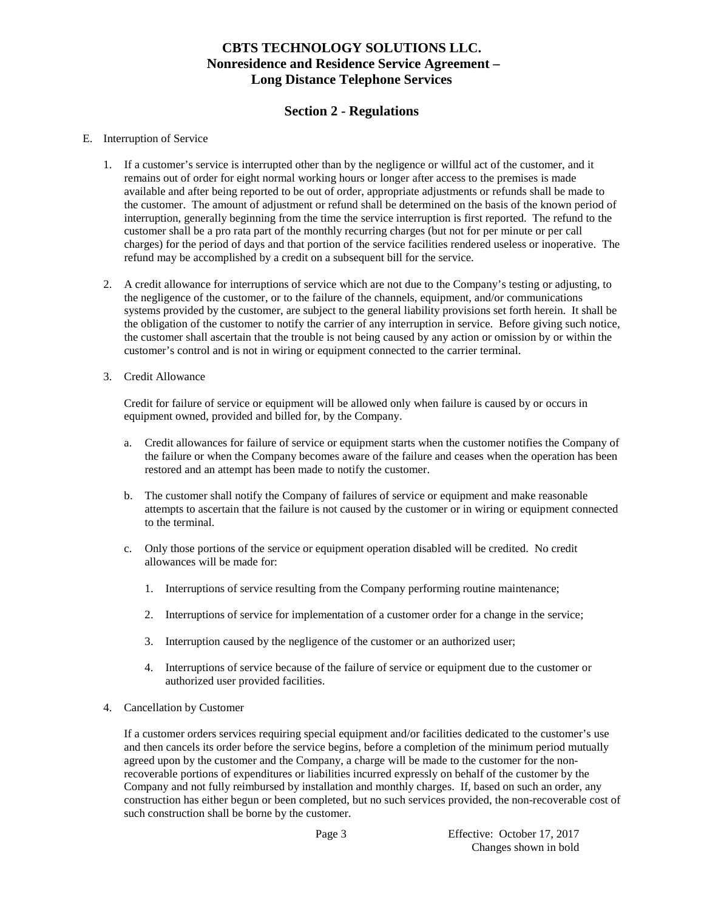# CBTS TECHNOLOGY SOLUTIONS LLC.
# Nonresidence and Residence Service Agreement – Long Distance Telephone Services

## Section 2 - Regulations

E. Interruption of Service

1. If a customer's service is interrupted other than by the negligence or willful act of the customer, and it remains out of order for eight normal working hours or longer after access to the premises is made available and after being reported to be out of order, appropriate adjustments or refunds shall be made to the customer. The amount of adjustment or refund shall be determined on the basis of the known period of interruption, generally beginning from the time the service interruption is first reported. The refund to the customer shall be a pro rata part of the monthly recurring charges (but not for per minute or per call charges) for the period of days and that portion of the service facilities rendered useless or inoperative. The refund may be accomplished by a credit on a subsequent bill for the service.

2. A credit allowance for interruptions of service which are not due to the Company's testing or adjusting, to the negligence of the customer, or to the failure of the channels, equipment, and/or communications systems provided by the customer, are subject to the general liability provisions set forth herein. It shall be the obligation of the customer to notify the carrier of any interruption in service. Before giving such notice, the customer shall ascertain that the trouble is not being caused by any action or omission by or within the customer's control and is not in wiring or equipment connected to the carrier terminal.

3. Credit Allowance

   Credit for failure of service or equipment will be allowed only when failure is caused by or occurs in equipment owned, provided and billed for, by the Company.

   a. Credit allowances for failure of service or equipment starts when the customer notifies the Company of the failure or when the Company becomes aware of the failure and ceases when the operation has been restored and an attempt has been made to notify the customer.

   b. The customer shall notify the Company of failures of service or equipment and make reasonable attempts to ascertain that the failure is not caused by the customer or in wiring or equipment connected to the terminal.

   c. Only those portions of the service or equipment operation disabled will be credited. No credit allowances will be made for:

      1. Interruptions of service resulting from the Company performing routine maintenance;

      2. Interruptions of service for implementation of a customer order for a change in the service;

      3. Interruption caused by the negligence of the customer or an authorized user;

      4. Interruptions of service because of the failure of service or equipment due to the customer or authorized user provided facilities.

4. Cancellation by Customer

   If a customer orders services requiring special equipment and/or facilities dedicated to the customer's use and then cancels its order before the service begins, before a completion of the minimum period mutually agreed upon by the customer and the Company, a charge will be made to the customer for the non-recoverable portions of expenditures or liabilities incurred expressly on behalf of the customer by the Company and not fully reimbursed by installation and monthly charges. If, based on such an order, any construction has either begun or been completed, but no such services provided, the non-recoverable cost of such construction shall be borne by the customer.

Effective: October 17, 2017
Changes shown in bold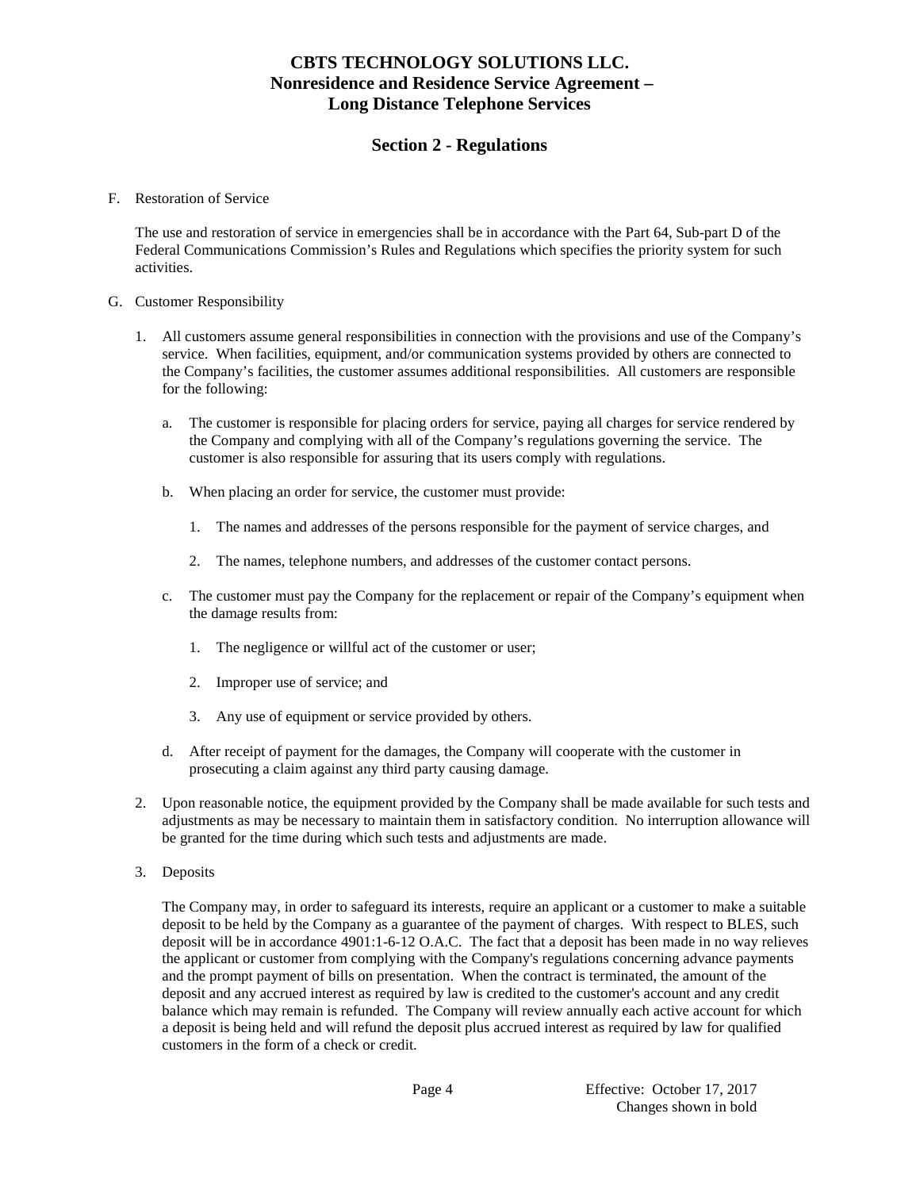# CBTS TECHNOLOGY SOLUTIONS LLC.
# Nonresidence and Residence Service Agreement – Long Distance Telephone Services

## Section 2 - Regulations

F. Restoration of Service

The use and restoration of service in emergencies shall be in accordance with the Part 64, Sub-part D of the Federal Communications Commission's Rules and Regulations which specifies the priority system for such activities.

G. Customer Responsibility

1. All customers assume general responsibilities in connection with the provisions and use of the Company's service. When facilities, equipment, and/or communication systems provided by others are connected to the Company's facilities, the customer assumes additional responsibilities. All customers are responsible for the following:

   a. The customer is responsible for placing orders for service, paying all charges for service rendered by the Company and complying with all of the Company's regulations governing the service. The customer is also responsible for assuring that its users comply with regulations.

   b. When placing an order for service, the customer must provide:

      1. The names and addresses of the persons responsible for the payment of service charges, and

      2. The names, telephone numbers, and addresses of the customer contact persons.

   c. The customer must pay the Company for the replacement or repair of the Company's equipment when the damage results from:

      1. The negligence or willful act of the customer or user;

      2. Improper use of service; and

      3. Any use of equipment or service provided by others.

   d. After receipt of payment for the damages, the Company will cooperate with the customer in prosecuting a claim against any third party causing damage.

2. Upon reasonable notice, the equipment provided by the Company shall be made available for such tests and adjustments as may be necessary to maintain them in satisfactory condition. No interruption allowance will be granted for the time during which such tests and adjustments are made.

3. Deposits

   The Company may, in order to safeguard its interests, require an applicant or a customer to make a suitable deposit to be held by the Company as a guarantee of the payment of charges. With respect to BLES, such deposit will be in accordance 4901:1-6-12 O.A.C. The fact that a deposit has been made in no way relieves the applicant or customer from complying with the Company's regulations concerning advance payments and the prompt payment of bills on presentation. When the contract is terminated, the amount of the deposit and any accrued interest as required by law is credited to the customer's account and any credit balance which may remain is refunded. The Company will review annually each active account for which a deposit is being held and will refund the deposit plus accrued interest as required by law for qualified customers in the form of a check or credit.

Effective: October 17, 2017
Changes shown in bold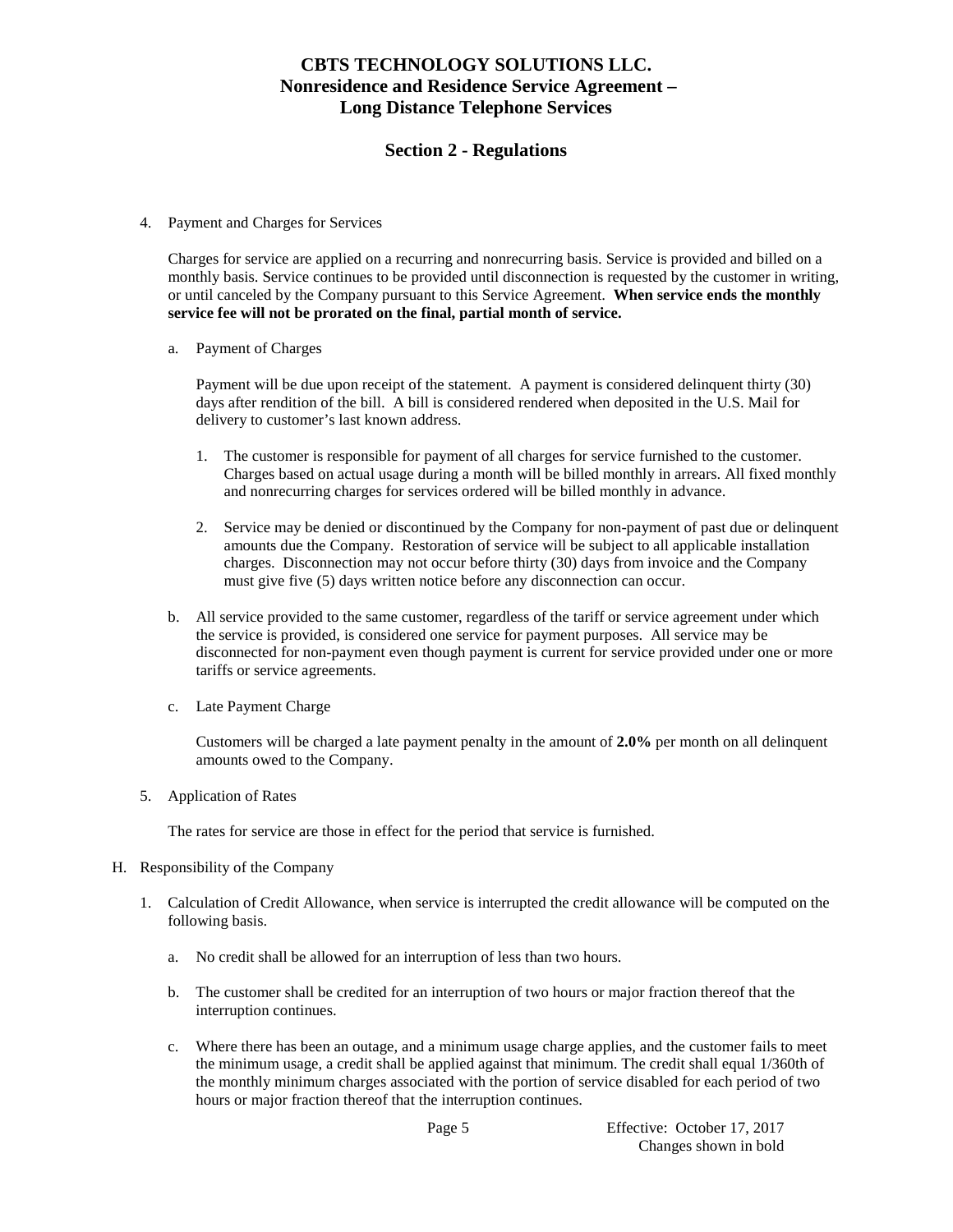4. Payment and Charges for Services

   Charges for service are applied on a recurring and nonrecurring basis. Service is provided and billed on a monthly basis. Service continues to be provided until disconnection is requested by the customer in writing, or until canceled by the Company pursuant to this Service Agreement. **When service ends the monthly service fee will not be prorated on the final, partial month of service.**

   a. Payment of Charges

      Payment will be due upon receipt of the statement. A payment is considered delinquent thirty (30) days after rendition of the bill. A bill is considered rendered when deposited in the U.S. Mail for delivery to customer's last known address.

      1. The customer is responsible for payment of all charges for service furnished to the customer. Charges based on actual usage during a month will be billed monthly in arrears. All fixed monthly and nonrecurring charges for services ordered will be billed monthly in advance.

      2. Service may be denied or discontinued by the Company for non-payment of past due or delinquent amounts due the Company. Restoration of service will be subject to all applicable installation charges. Disconnection may not occur before thirty (30) days from invoice and the Company must give five (5) days written notice before any disconnection can occur.

   b. All service provided to the same customer, regardless of the tariff or service agreement under which the service is provided, is considered one service for payment purposes. All service may be disconnected for non-payment even though payment is current for service provided under one or more tariffs or service agreements.

   c. Late Payment Charge

      Customers will be charged a late payment penalty in the amount of **2.0%** per month on all delinquent amounts owed to the Company.

5. Application of Rates

   The rates for service are those in effect for the period that service is furnished.

H. Responsibility of the Company

   1. Calculation of Credit Allowance, when service is interrupted the credit allowance will be computed on the following basis.

      a. No credit shall be allowed for an interruption of less than two hours.

      b. The customer shall be credited for an interruption of two hours or major fraction thereof that the interruption continues.

      c. Where there has been an outage, and a minimum usage charge applies, and the customer fails to meet the minimum usage, a credit shall be applied against that minimum. The credit shall equal 1/360th of the monthly minimum charges associated with the portion of service disabled for each period of two hours or major fraction thereof that the interruption continues.

Effective: October 17, 2017
Changes shown in bold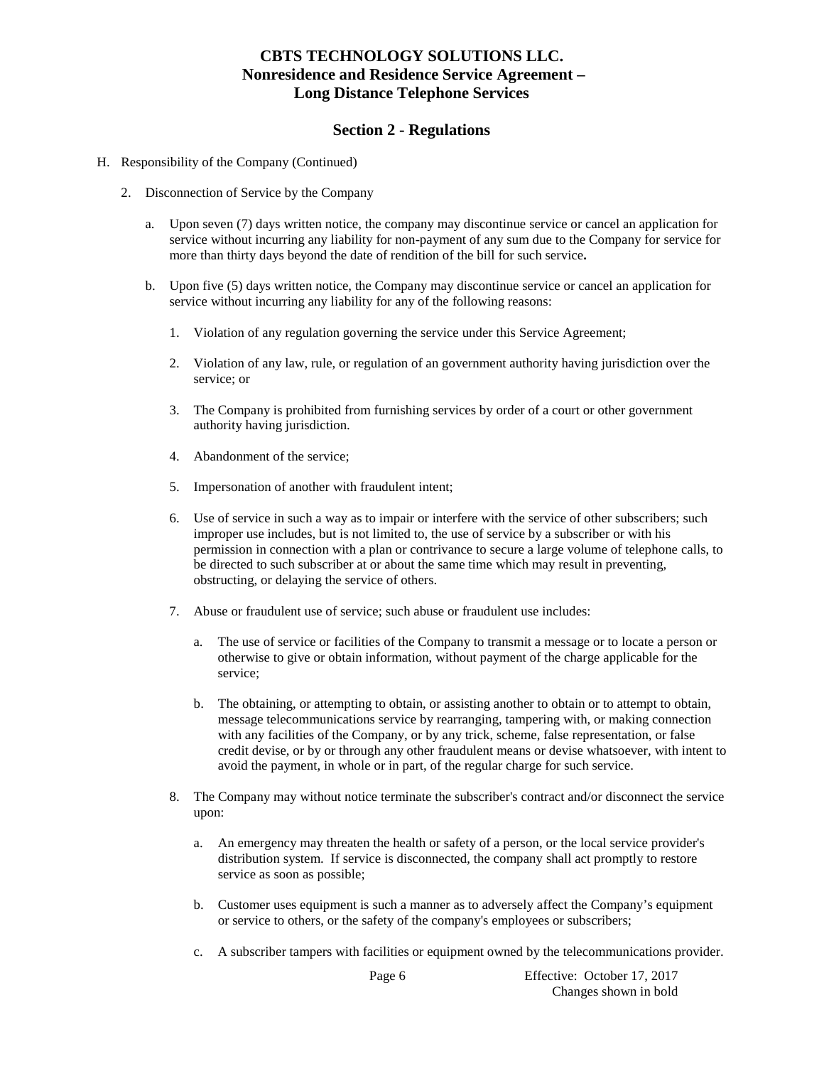# CBTS TECHNOLOGY SOLUTIONS LLC.
# Nonresidence and Residence Service Agreement – Long Distance Telephone Services

## Section 2 - Regulations

H. Responsibility of the Company (Continued)

2. Disconnection of Service by the Company

   a. Upon seven (7) days written notice, the company may discontinue service or cancel an application for service without incurring any liability for non-payment of any sum due to the Company for service for more than thirty days beyond the date of rendition of the bill for such service**.**

   b. Upon five (5) days written notice, the Company may discontinue service or cancel an application for service without incurring any liability for any of the following reasons:

      1. Violation of any regulation governing the service under this Service Agreement;

      2. Violation of any law, rule, or regulation of an government authority having jurisdiction over the service; or

      3. The Company is prohibited from furnishing services by order of a court or other government authority having jurisdiction.

      4. Abandonment of the service;

      5. Impersonation of another with fraudulent intent;

      6. Use of service in such a way as to impair or interfere with the service of other subscribers; such improper use includes, but is not limited to, the use of service by a subscriber or with his permission in connection with a plan or contrivance to secure a large volume of telephone calls, to be directed to such subscriber at or about the same time which may result in preventing, obstructing, or delaying the service of others.

      7. Abuse or fraudulent use of service; such abuse or fraudulent use includes:

         a. The use of service or facilities of the Company to transmit a message or to locate a person or otherwise to give or obtain information, without payment of the charge applicable for the service;

         b. The obtaining, or attempting to obtain, or assisting another to obtain or to attempt to obtain, message telecommunications service by rearranging, tampering with, or making connection with any facilities of the Company, or by any trick, scheme, false representation, or false credit devise, or by or through any other fraudulent means or devise whatsoever, with intent to avoid the payment, in whole or in part, of the regular charge for such service.

      8. The Company may without notice terminate the subscriber's contract and/or disconnect the service upon:

         a. An emergency may threaten the health or safety of a person, or the local service provider's distribution system. If service is disconnected, the company shall act promptly to restore service as soon as possible;

         b. Customer uses equipment is such a manner as to adversely affect the Company's equipment or service to others, or the safety of the company's employees or subscribers;

         c. A subscriber tampers with facilities or equipment owned by the telecommunications provider.

Effective: October 17, 2017
Changes shown in bold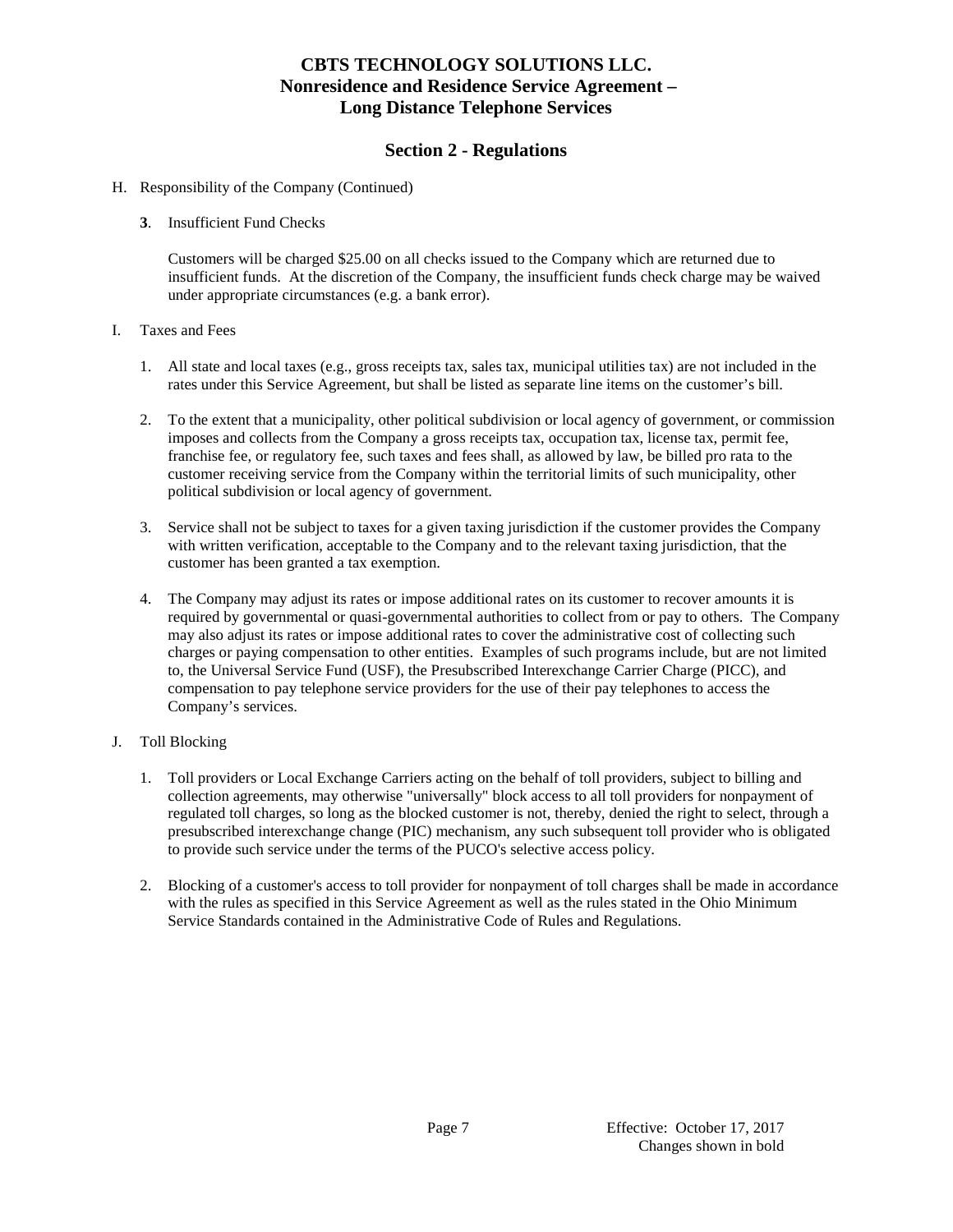# CBTS TECHNOLOGY SOLUTIONS LLC.
# Nonresidence and Residence Service Agreement – Long Distance Telephone Services

## Section 2 - Regulations

H. Responsibility of the Company (Continued)

**3**. Insufficient Fund Checks

Customers will be charged $25.00 on all checks issued to the Company which are returned due to insufficient funds. At the discretion of the Company, the insufficient funds check charge may be waived under appropriate circumstances (e.g. a bank error).

I. Taxes and Fees

1. All state and local taxes (e.g., gross receipts tax, sales tax, municipal utilities tax) are not included in the rates under this Service Agreement, but shall be listed as separate line items on the customer's bill.

2. To the extent that a municipality, other political subdivision or local agency of government, or commission imposes and collects from the Company a gross receipts tax, occupation tax, license tax, permit fee, franchise fee, or regulatory fee, such taxes and fees shall, as allowed by law, be billed pro rata to the customer receiving service from the Company within the territorial limits of such municipality, other political subdivision or local agency of government.

3. Service shall not be subject to taxes for a given taxing jurisdiction if the customer provides the Company with written verification, acceptable to the Company and to the relevant taxing jurisdiction, that the customer has been granted a tax exemption.

4. The Company may adjust its rates or impose additional rates on its customer to recover amounts it is required by governmental or quasi-governmental authorities to collect from or pay to others. The Company may also adjust its rates or impose additional rates to cover the administrative cost of collecting such charges or paying compensation to other entities. Examples of such programs include, but are not limited to, the Universal Service Fund (USF), the Presubscribed Interexchange Carrier Charge (PICC), and compensation to pay telephone service providers for the use of their pay telephones to access the Company's services.

J. Toll Blocking

1. Toll providers or Local Exchange Carriers acting on the behalf of toll providers, subject to billing and collection agreements, may otherwise "universally" block access to all toll providers for nonpayment of regulated toll charges, so long as the blocked customer is not, thereby, denied the right to select, through a presubscribed interexchange change (PIC) mechanism, any such subsequent toll provider who is obligated to provide such service under the terms of the PUCO's selective access policy.

2. Blocking of a customer's access to toll provider for nonpayment of toll charges shall be made in accordance with the rules as specified in this Service Agreement as well as the rules stated in the Ohio Minimum Service Standards contained in the Administrative Code of Rules and Regulations.

Effective: October 17, 2017
Changes shown in bold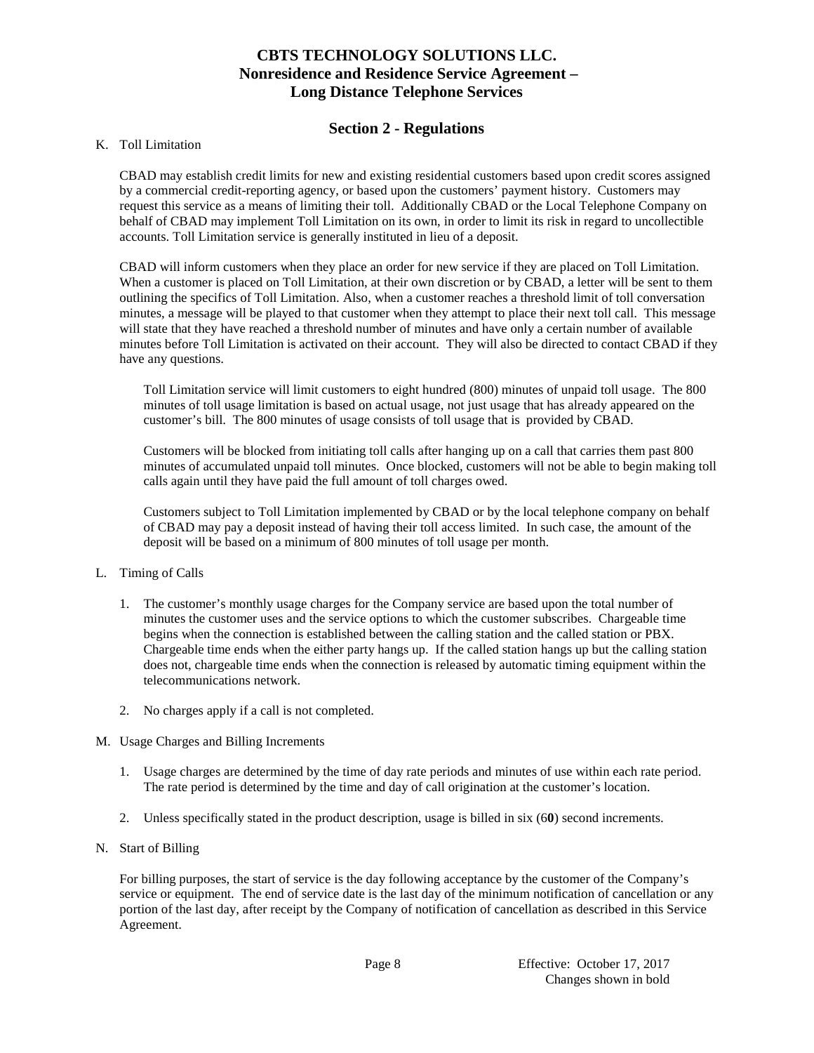# CBTS TECHNOLOGY SOLUTIONS LLC.
# Nonresidence and Residence Service Agreement – Long Distance Telephone Services

## Section 2 - Regulations

K. Toll Limitation

CBAD may establish credit limits for new and existing residential customers based upon credit scores assigned by a commercial credit-reporting agency, or based upon the customers' payment history. Customers may request this service as a means of limiting their toll. Additionally CBAD or the Local Telephone Company on behalf of CBAD may implement Toll Limitation on its own, in order to limit its risk in regard to uncollectible accounts. Toll Limitation service is generally instituted in lieu of a deposit.

CBAD will inform customers when they place an order for new service if they are placed on Toll Limitation. When a customer is placed on Toll Limitation, at their own discretion or by CBAD, a letter will be sent to them outlining the specifics of Toll Limitation. Also, when a customer reaches a threshold limit of toll conversation minutes, a message will be played to that customer when they attempt to place their next toll call. This message will state that they have reached a threshold number of minutes and have only a certain number of available minutes before Toll Limitation is activated on their account. They will also be directed to contact CBAD if they have any questions.

Toll Limitation service will limit customers to eight hundred (800) minutes of unpaid toll usage. The 800 minutes of toll usage limitation is based on actual usage, not just usage that has already appeared on the customer's bill. The 800 minutes of usage consists of toll usage that is provided by CBAD.

Customers will be blocked from initiating toll calls after hanging up on a call that carries them past 800 minutes of accumulated unpaid toll minutes. Once blocked, customers will not be able to begin making toll calls again until they have paid the full amount of toll charges owed.

Customers subject to Toll Limitation implemented by CBAD or by the local telephone company on behalf of CBAD may pay a deposit instead of having their toll access limited. In such case, the amount of the deposit will be based on a minimum of 800 minutes of toll usage per month.

L. Timing of Calls

1. The customer's monthly usage charges for the Company service are based upon the total number of minutes the customer uses and the service options to which the customer subscribes. Chargeable time begins when the connection is established between the calling station and the called station or PBX. Chargeable time ends when the either party hangs up. If the called station hangs up but the calling station does not, chargeable time ends when the connection is released by automatic timing equipment within the telecommunications network.

2. No charges apply if a call is not completed.

M. Usage Charges and Billing Increments

1. Usage charges are determined by the time of day rate periods and minutes of use within each rate period. The rate period is determined by the time and day of call origination at the customer's location.

2. Unless specifically stated in the product description, usage is billed in six (6**0**) second increments.

N. Start of Billing

For billing purposes, the start of service is the day following acceptance by the customer of the Company's service or equipment. The end of service date is the last day of the minimum notification of cancellation or any portion of the last day, after receipt by the Company of notification of cancellation as described in this Service Agreement.

Effective: October 17, 2017
Changes shown in bold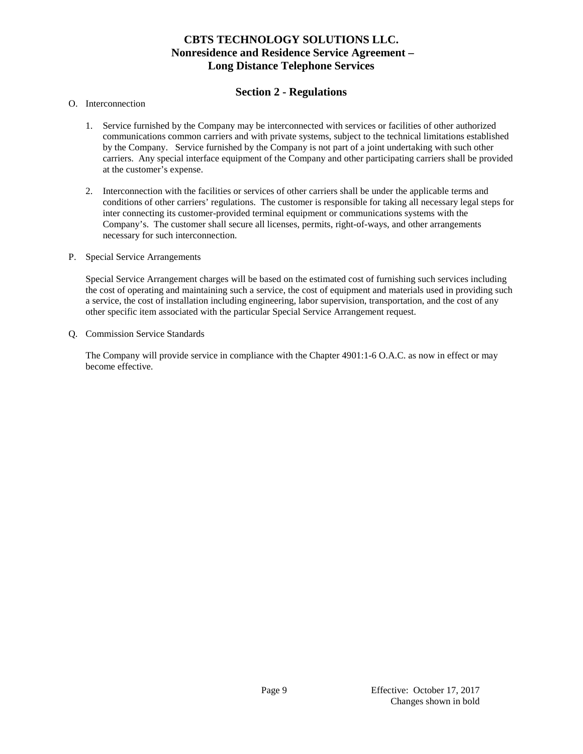# CBTS TECHNOLOGY SOLUTIONS LLC.
# Nonresidence and Residence Service Agreement – Long Distance Telephone Services

## Section 2 - Regulations

O. Interconnection

1. Service furnished by the Company may be interconnected with services or facilities of other authorized communications common carriers and with private systems, subject to the technical limitations established by the Company. Service furnished by the Company is not part of a joint undertaking with such other carriers. Any special interface equipment of the Company and other participating carriers shall be provided at the customer's expense.

2. Interconnection with the facilities or services of other carriers shall be under the applicable terms and conditions of other carriers' regulations. The customer is responsible for taking all necessary legal steps for inter connecting its customer-provided terminal equipment or communications systems with the Company's. The customer shall secure all licenses, permits, right-of-ways, and other arrangements necessary for such interconnection.

P. Special Service Arrangements

Special Service Arrangement charges will be based on the estimated cost of furnishing such services including the cost of operating and maintaining such a service, the cost of equipment and materials used in providing such a service, the cost of installation including engineering, labor supervision, transportation, and the cost of any other specific item associated with the particular Special Service Arrangement request.

Q. Commission Service Standards

The Company will provide service in compliance with the Chapter 4901:1-6 O.A.C. as now in effect or may become effective.

Effective: October 17, 2017
Changes shown in bold